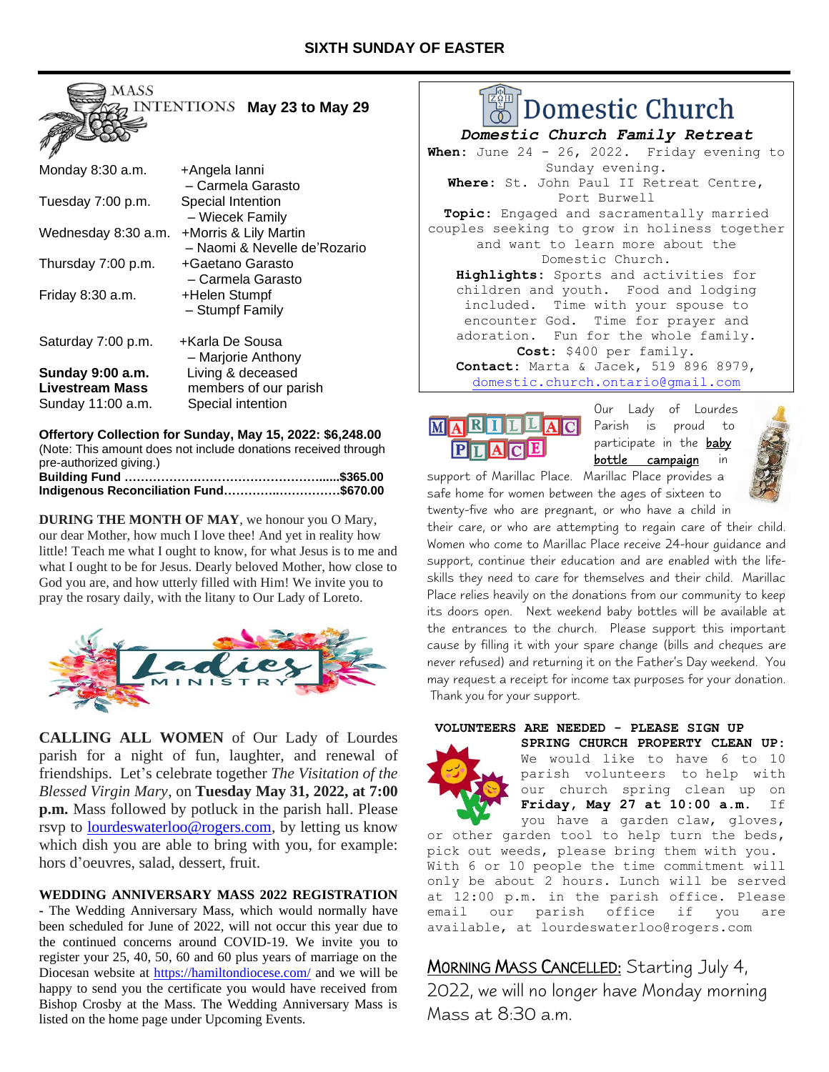## SIXTH SUNDAY OF EASTER

### MASS INTENTIONS May 23 to May 29

| | |
|---|---|
| Monday 8:30 a.m. | +Angela Ianni – Carmela Garasto |
| Tuesday 7:00 p.m. | Special Intention – Wiecek Family |
| Wednesday 8:30 a.m. | +Morris & Lily Martin – Naomi & Nevelle de'Rozario |
| Thursday 7:00 p.m. | +Gaetano Garasto – Carmela Garasto |
| Friday 8:30 a.m. | +Helen Stumpf – Stumpf Family |
| Saturday 7:00 p.m. | +Karla De Sousa – Marjorie Anthony |
| **Sunday 9:00 a.m. Livestream Mass** | Living & deceased members of our parish |
| Sunday 11:00 a.m. | Special intention |

**Offertory Collection for Sunday, May 15, 2022: $6,248.00**
(Note: This amount does not include donations received through pre-authorized giving.)
**Building Fund ………………………………………......$365.00**
**Indigenous Reconciliation Fund…………..…………….$670.00**

**DURING THE MONTH OF MAY**, we honour you O Mary, our dear Mother, how much I love thee! And yet in reality how little! Teach me what I ought to know, for what Jesus is to me and what I ought to be for Jesus. Dearly beloved Mother, how close to God you are, and how utterly filled with Him! We invite you to pray the rosary daily, with the litany to Our Lady of Loreto.

### Ladies Ministry

**CALLING ALL WOMEN** of Our Lady of Lourdes parish for a night of fun, laughter, and renewal of friendships. Let's celebrate together *The Visitation of the Blessed Virgin Mary*, on **Tuesday May 31, 2022, at 7:00 p.m.** Mass followed by potluck in the parish hall. Please rsvp to lourdeswaterloo@rogers.com, by letting us know which dish you are able to bring with you, for example: hors d'oeuvres, salad, dessert, fruit.

**WEDDING ANNIVERSARY MASS 2022 REGISTRATION** - The Wedding Anniversary Mass, which would normally have been scheduled for June of 2022, will not occur this year due to the continued concerns around COVID-19. We invite you to register your 25, 40, 50, 60 and 60 plus years of marriage on the Diocesan website at https://hamiltondiocese.com/ and we will be happy to send you the certificate you would have received from Bishop Crosby at the Mass. The Wedding Anniversary Mass is listed on the home page under Upcoming Events.

## Domestic Church

### *Domestic Church Family Retreat*

**When:** June 24 - 26, 2022. Friday evening to Sunday evening.
**Where:** St. John Paul II Retreat Centre, Port Burwell
**Topic:** Engaged and sacramentally married couples seeking to grow in holiness together and want to learn more about the Domestic Church.
**Highlights:** Sports and activities for children and youth. Food and lodging included. Time with your spouse to encounter God. Time for prayer and adoration. Fun for the whole family.
**Cost:** $400 per family.
**Contact:** Marta & Jacek, 519 896 8979, domestic.church.ontario@gmail.com

### MARILLAC PLACE

Our Lady of Lourdes Parish is proud to participate in the **baby bottle campaign** in support of Marillac Place. Marillac Place provides a safe home for women between the ages of sixteen to twenty-five who are pregnant, or who have a child in their care, or who are attempting to regain care of their child. Women who come to Marillac Place receive 24-hour guidance and support, continue their education and are enabled with the life-skills they need to care for themselves and their child. Marillac Place relies heavily on the donations from our community to keep its doors open. Next weekend baby bottles will be available at the entrances to the church. Please support this important cause by filling it with your spare change (bills and cheques are never refused) and returning it on the Father's Day weekend. You may request a receipt for income tax purposes for your donation. Thank you for your support.

**VOLUNTEERS ARE NEEDED - PLEASE SIGN UP**
**SPRING CHURCH PROPERTY CLEAN UP:** We would like to have 6 to 10 parish volunteers to help with our church spring clean up on **Friday, May 27 at 10:00 a.m.** If you have a garden claw, gloves, or other garden tool to help turn the beds, pick out weeds, please bring them with you. With 6 or 10 people the time commitment will only be about 2 hours. Lunch will be served at 12:00 p.m. in the parish office. Please email our parish office if you are available, at lourdeswaterloo@rogers.com

MORNING MASS CANCELLED: Starting July 4, 2022, we will no longer have Monday morning Mass at 8:30 a.m.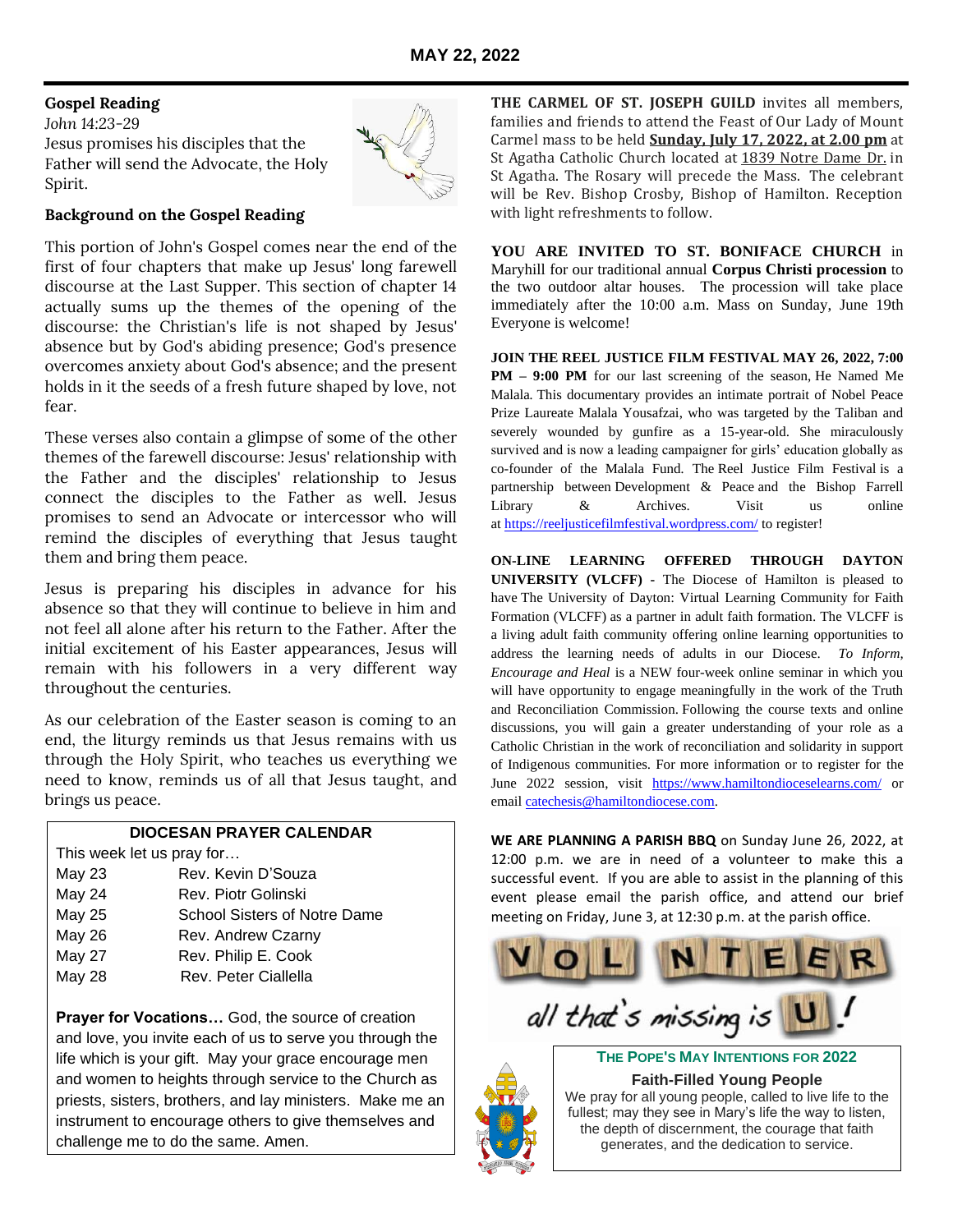MAY 22, 2022

**Gospel Reading**

*John 14:23-29*

Jesus promises his disciples that the Father will send the Advocate, the Holy Spirit.

**Background on the Gospel Reading**

This portion of John's Gospel comes near the end of the first of four chapters that make up Jesus' long farewell discourse at the Last Supper. This section of chapter 14 actually sums up the themes of the opening of the discourse: the Christian's life is not shaped by Jesus' absence but by God's abiding presence; God's presence overcomes anxiety about God's absence; and the present holds in it the seeds of a fresh future shaped by love, not fear.

These verses also contain a glimpse of some of the other themes of the farewell discourse: Jesus' relationship with the Father and the disciples' relationship to Jesus connect the disciples to the Father as well. Jesus promises to send an Advocate or intercessor who will remind the disciples of everything that Jesus taught them and bring them peace.

Jesus is preparing his disciples in advance for his absence so that they will continue to believe in him and not feel all alone after his return to the Father. After the initial excitement of his Easter appearances, Jesus will remain with his followers in a very different way throughout the centuries.

As our celebration of the Easter season is coming to an end, the liturgy reminds us that Jesus remains with us through the Holy Spirit, who teaches us everything we need to know, reminds us of all that Jesus taught, and brings us peace.

**DIOCESAN PRAYER CALENDAR**

This week let us pray for…

| | |
|---|---|
| May 23 | Rev. Kevin D'Souza |
| May 24 | Rev. Piotr Golinski |
| May 25 | School Sisters of Notre Dame |
| May 26 | Rev. Andrew Czarny |
| May 27 | Rev. Philip E. Cook |
| May 28 | Rev. Peter Ciallella |

**Prayer for Vocations…** God, the source of creation and love, you invite each of us to serve you through the life which is your gift. May your grace encourage men and women to heights through service to the Church as priests, sisters, brothers, and lay ministers. Make me an instrument to encourage others to give themselves and challenge me to do the same. Amen.

**THE CARMEL OF ST. JOSEPH GUILD** invites all members, families and friends to attend the Feast of Our Lady of Mount Carmel mass to be held **Sunday, July 17, 2022, at 2.00 pm** at St Agatha Catholic Church located at 1839 Notre Dame Dr. in St Agatha. The Rosary will precede the Mass. The celebrant will be Rev. Bishop Crosby, Bishop of Hamilton. Reception with light refreshments to follow.

**YOU ARE INVITED TO ST. BONIFACE CHURCH** in Maryhill for our traditional annual **Corpus Christi procession** to the two outdoor altar houses. The procession will take place immediately after the 10:00 a.m. Mass on Sunday, June 19th Everyone is welcome!

**JOIN THE REEL JUSTICE FILM FESTIVAL MAY 26, 2022, 7:00 PM – 9:00 PM** for our last screening of the season, He Named Me Malala. This documentary provides an intimate portrait of Nobel Peace Prize Laureate Malala Yousafzai, who was targeted by the Taliban and severely wounded by gunfire as a 15-year-old. She miraculously survived and is now a leading campaigner for girls' education globally as co-founder of the Malala Fund. The Reel Justice Film Festival is a partnership between Development & Peace and the Bishop Farrell Library & Archives. Visit us online at https://reeljusticefilmfestival.wordpress.com/ to register!

**ON-LINE LEARNING OFFERED THROUGH DAYTON UNIVERSITY (VLCFF)** - The Diocese of Hamilton is pleased to have The University of Dayton: Virtual Learning Community for Faith Formation (VLCFF) as a partner in adult faith formation. The VLCFF is a living adult faith community offering online learning opportunities to address the learning needs of adults in our Diocese. *To Inform, Encourage and Heal* is a NEW four-week online seminar in which you will have opportunity to engage meaningfully in the work of the Truth and Reconciliation Commission. Following the course texts and online discussions, you will gain a greater understanding of your role as a Catholic Christian in the work of reconciliation and solidarity in support of Indigenous communities. For more information or to register for the June 2022 session, visit https://www.hamiltondioceselearns.com/ or email catechesis@hamiltondiocese.com.

**WE ARE PLANNING A PARISH BBQ** on Sunday June 26, 2022, at 12:00 p.m. we are in need of a volunteer to make this a successful event. If you are able to assist in the planning of this event please email the parish office, and attend our brief meeting on Friday, June 3, at 12:30 p.m. at the parish office.

VOL NTEER

all that's missing is U!

**THE POPE'S MAY INTENTIONS FOR 2022**

**Faith-Filled Young People**

We pray for all young people, called to live life to the fullest; may they see in Mary's life the way to listen, the depth of discernment, the courage that faith generates, and the dedication to service.